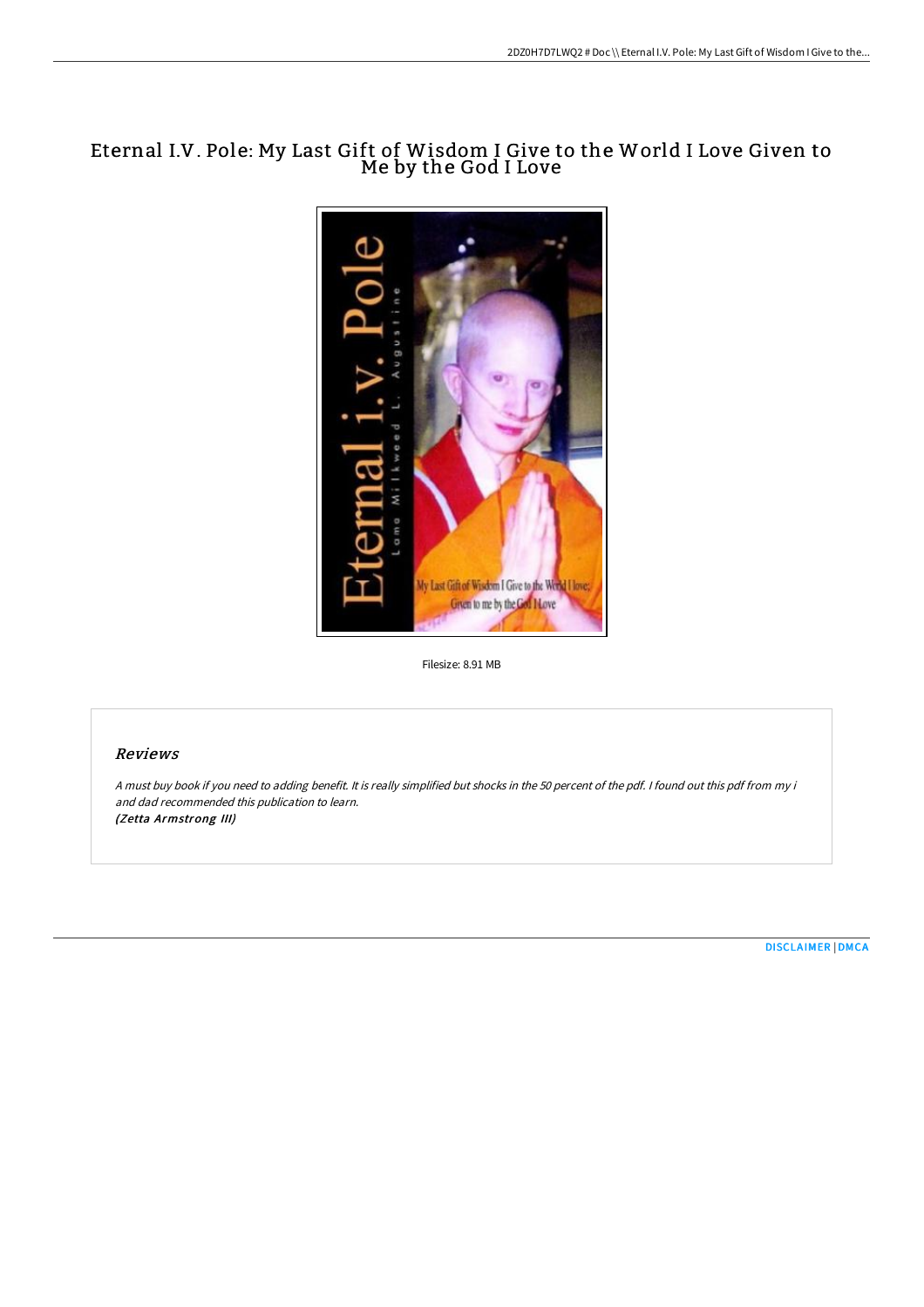# Eternal I.V. Pole: My Last Gift of Wisdom I Give to the World I Love Given to Me by the God I Love

Filesize: 8.91 MB

## *Reviews*

*A must buy book if you need to adding benefit. It is really simplified but shocks in the 50 percent of the pdf. I found out this pdf from my i and dad recommended this publication to learn.*
***(Zetta Armstrong III)***

DISCLAIMER | DMCA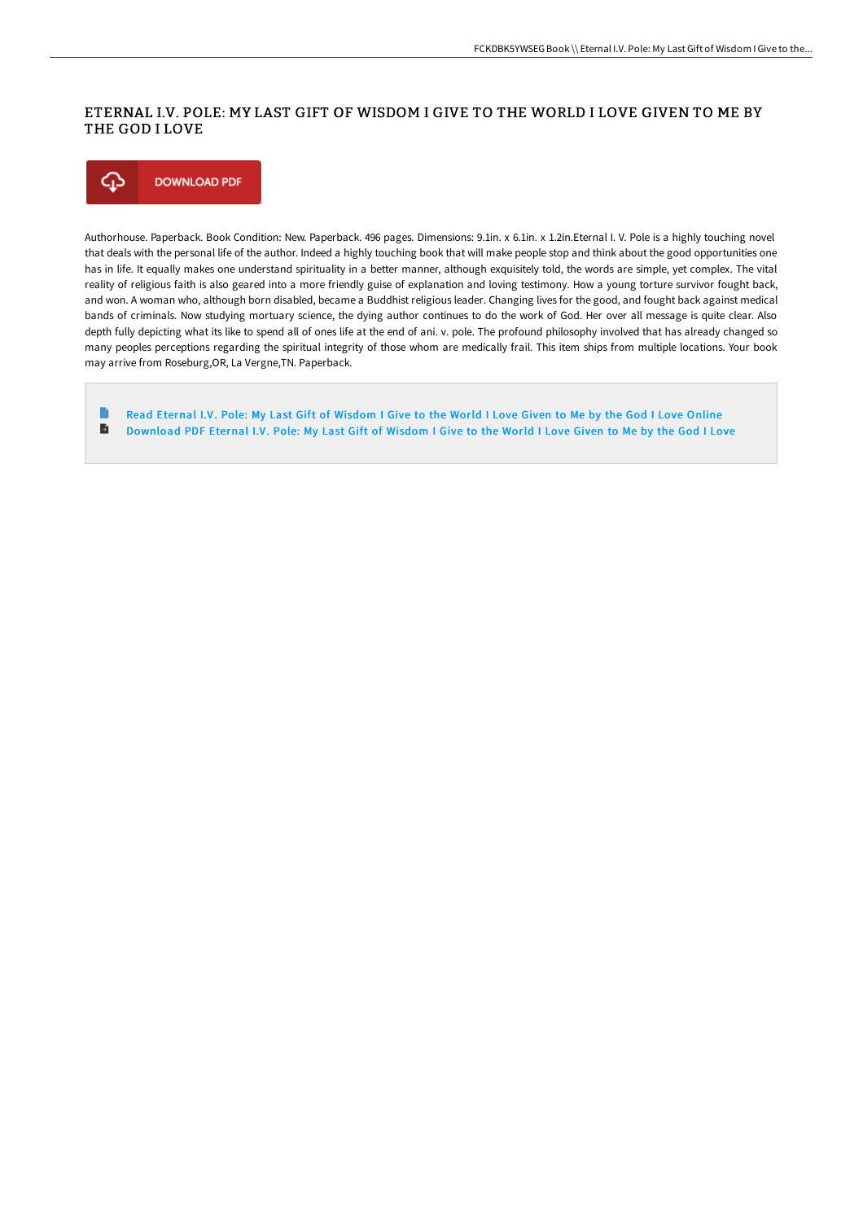# ETERNAL I.V. POLE: MY LAST GIFT OF WISDOM I GIVE TO THE WORLD I LOVE GIVEN TO ME BY THE GOD I LOVE

DOWNLOAD PDF

Authorhouse. Paperback. Book Condition: New. Paperback. 496 pages. Dimensions: 9.1in. x 6.1in. x 1.2in.Eternal I. V. Pole is a highly touching novel that deals with the personal life of the author. Indeed a highly touching book that will make people stop and think about the good opportunities one has in life. It equally makes one understand spirituality in a better manner, although exquisitely told, the words are simple, yet complex. The vital reality of religious faith is also geared into a more friendly guise of explanation and loving testimony. How a young torture survivor fought back, and won. A woman who, although born disabled, became a Buddhist religious leader. Changing lives for the good, and fought back against medical bands of criminals. Now studying mortuary science, the dying author continues to do the work of God. Her over all message is quite clear. Also depth fully depicting what its like to spend all of ones life at the end of ani. v. pole. The profound philosophy involved that has already changed so many peoples perceptions regarding the spiritual integrity of those whom are medically frail. This item ships from multiple locations. Your book may arrive from Roseburg,OR, La Vergne,TN. Paperback.

- Read Eternal I.V. Pole: My Last Gift of Wisdom I Give to the World I Love Given to Me by the God I Love Online
- Download PDF Eternal I.V. Pole: My Last Gift of Wisdom I Give to the World I Love Given to Me by the God I Love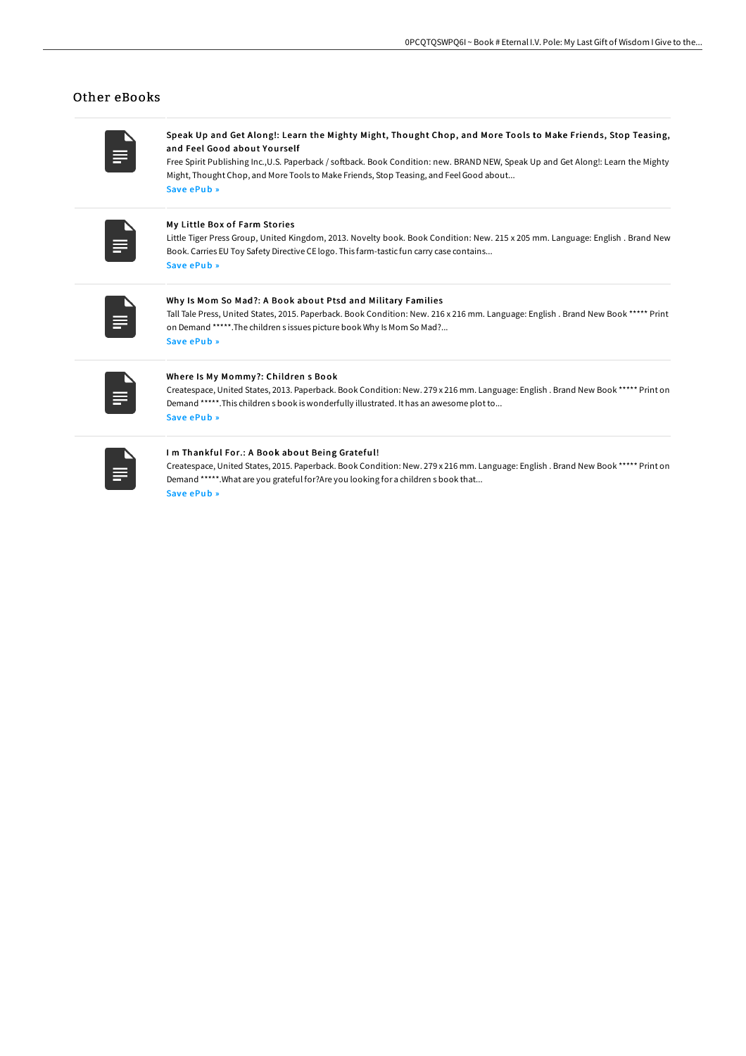## Other eBooks

### Speak Up and Get Along!: Learn the Mighty Might, Thought Chop, and More Tools to Make Friends, Stop Teasing, and Feel Good about Yourself

Free Spirit Publishing Inc.,U.S. Paperback / softback. Book Condition: new. BRAND NEW, Speak Up and Get Along!: Learn the Mighty Might, Thought Chop, and More Tools to Make Friends, Stop Teasing, and Feel Good about...

Save ePub »

### My Little Box of Farm Stories

Little Tiger Press Group, United Kingdom, 2013. Novelty book. Book Condition: New. 215 x 205 mm. Language: English . Brand New Book. Carries EU Toy Safety Directive CE logo. This farm-tastic fun carry case contains...

Save ePub »

### Why Is Mom So Mad?: A Book about Ptsd and Military Families

Tall Tale Press, United States, 2015. Paperback. Book Condition: New. 216 x 216 mm. Language: English . Brand New Book ***** Print on Demand *****.The children s issues picture book Why Is Mom So Mad?...

Save ePub »

### Where Is My Mommy?: Children s Book

Createspace, United States, 2013. Paperback. Book Condition: New. 279 x 216 mm. Language: English . Brand New Book ***** Print on Demand *****.This children s book is wonderfully illustrated. It has an awesome plot to...

Save ePub »

### I m Thankful For.: A Book about Being Grateful!

Createspace, United States, 2015. Paperback. Book Condition: New. 279 x 216 mm. Language: English . Brand New Book ***** Print on Demand *****.What are you grateful for?Are you looking for a children s book that...

Save ePub »